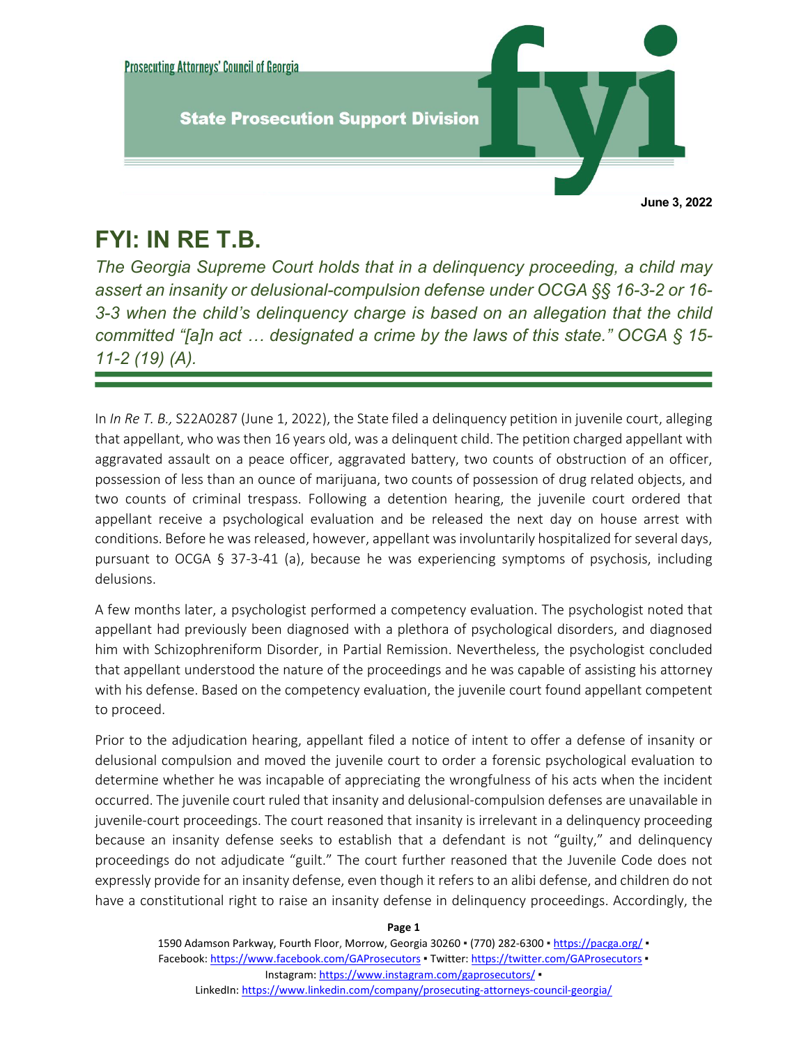Prosecuting Attorneys' Council of Georgia

State Prosecution Support Division

June 3, 2022

# FYI: IN RE T.B.

*The Georgia Supreme Court holds that in a delinquency proceeding, a child may assert an insanity or delusional-compulsion defense under OCGA §§ 16-3-2 or 16-3-3 when the child's delinquency charge is based on an allegation that the child committed "[a]n act … designated a crime by the laws of this state." OCGA § 15-11-2 (19) (A).*

In *In Re T. B.,* S22A0287 (June 1, 2022), the State filed a delinquency petition in juvenile court, alleging that appellant, who was then 16 years old, was a delinquent child. The petition charged appellant with aggravated assault on a peace officer, aggravated battery, two counts of obstruction of an officer, possession of less than an ounce of marijuana, two counts of possession of drug related objects, and two counts of criminal trespass. Following a detention hearing, the juvenile court ordered that appellant receive a psychological evaluation and be released the next day on house arrest with conditions. Before he was released, however, appellant was involuntarily hospitalized for several days, pursuant to OCGA § 37-3-41 (a), because he was experiencing symptoms of psychosis, including delusions.

A few months later, a psychologist performed a competency evaluation. The psychologist noted that appellant had previously been diagnosed with a plethora of psychological disorders, and diagnosed him with Schizophreniform Disorder, in Partial Remission. Nevertheless, the psychologist concluded that appellant understood the nature of the proceedings and he was capable of assisting his attorney with his defense. Based on the competency evaluation, the juvenile court found appellant competent to proceed.

Prior to the adjudication hearing, appellant filed a notice of intent to offer a defense of insanity or delusional compulsion and moved the juvenile court to order a forensic psychological evaluation to determine whether he was incapable of appreciating the wrongfulness of his acts when the incident occurred. The juvenile court ruled that insanity and delusional-compulsion defenses are unavailable in juvenile-court proceedings. The court reasoned that insanity is irrelevant in a delinquency proceeding because an insanity defense seeks to establish that a defendant is not "guilty," and delinquency proceedings do not adjudicate "guilt." The court further reasoned that the Juvenile Code does not expressly provide for an insanity defense, even though it refers to an alibi defense, and children do not have a constitutional right to raise an insanity defense in delinquency proceedings. Accordingly, the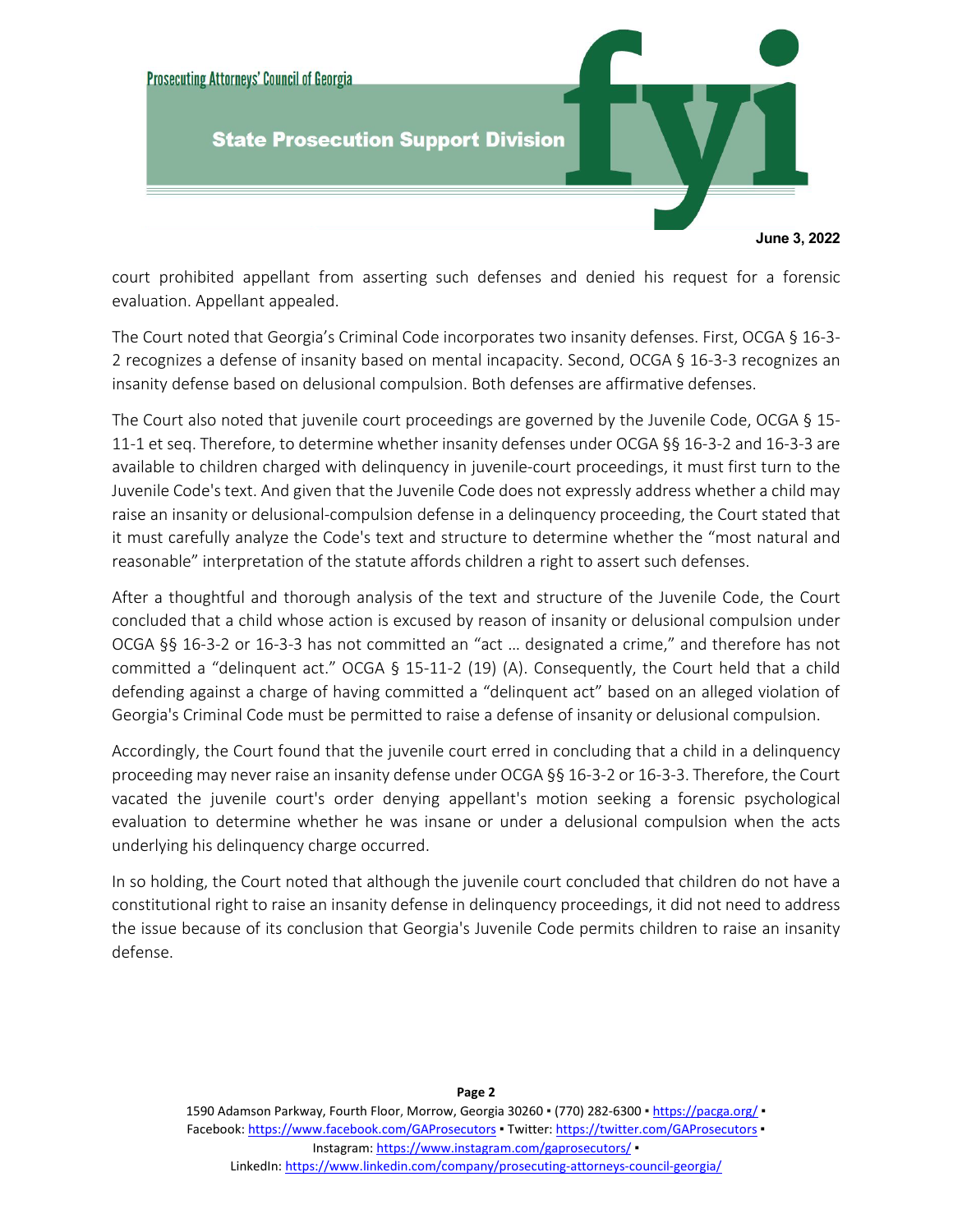court prohibited appellant from asserting such defenses and denied his request for a forensic evaluation. Appellant appealed.

The Court noted that Georgia's Criminal Code incorporates two insanity defenses. First, OCGA § 16-3-2 recognizes a defense of insanity based on mental incapacity. Second, OCGA § 16-3-3 recognizes an insanity defense based on delusional compulsion. Both defenses are affirmative defenses.

The Court also noted that juvenile court proceedings are governed by the Juvenile Code, OCGA § 15-11-1 et seq. Therefore, to determine whether insanity defenses under OCGA §§ 16-3-2 and 16-3-3 are available to children charged with delinquency in juvenile-court proceedings, it must first turn to the Juvenile Code's text. And given that the Juvenile Code does not expressly address whether a child may raise an insanity or delusional-compulsion defense in a delinquency proceeding, the Court stated that it must carefully analyze the Code's text and structure to determine whether the "most natural and reasonable" interpretation of the statute affords children a right to assert such defenses.

After a thoughtful and thorough analysis of the text and structure of the Juvenile Code, the Court concluded that a child whose action is excused by reason of insanity or delusional compulsion under OCGA §§ 16-3-2 or 16-3-3 has not committed an "act … designated a crime," and therefore has not committed a "delinquent act." OCGA § 15-11-2 (19) (A). Consequently, the Court held that a child defending against a charge of having committed a "delinquent act" based on an alleged violation of Georgia's Criminal Code must be permitted to raise a defense of insanity or delusional compulsion.

Accordingly, the Court found that the juvenile court erred in concluding that a child in a delinquency proceeding may never raise an insanity defense under OCGA §§ 16-3-2 or 16-3-3. Therefore, the Court vacated the juvenile court's order denying appellant's motion seeking a forensic psychological evaluation to determine whether he was insane or under a delusional compulsion when the acts underlying his delinquency charge occurred.

In so holding, the Court noted that although the juvenile court concluded that children do not have a constitutional right to raise an insanity defense in delinquency proceedings, it did not need to address the issue because of its conclusion that Georgia's Juvenile Code permits children to raise an insanity defense.